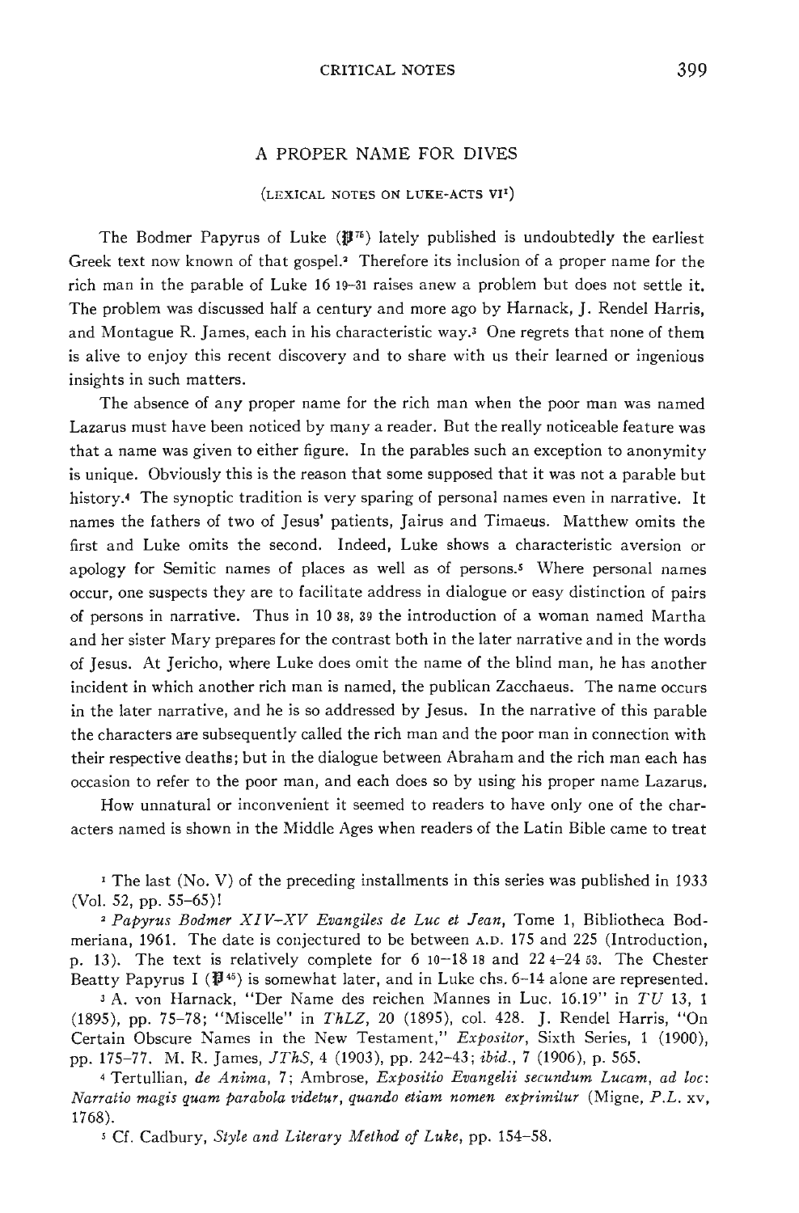# A PROPER NAME FOR DIVES

(LEXICAL NOTES ON LUKE-ACTS VI[1])

The Bodmer Papyrus of Luke (𝔓[75]) lately published is undoubtedly the earliest Greek text now known of that gospel.[2] Therefore its inclusion of a proper name for the rich man in the parable of Luke 16 19–31 raises anew a problem but does not settle it. The problem was discussed half a century and more ago by Harnack, J. Rendel Harris, and Montague R. James, each in his characteristic way.[3] One regrets that none of them is alive to enjoy this recent discovery and to share with us their learned or ingenious insights in such matters.

The absence of any proper name for the rich man when the poor man was named Lazarus must have been noticed by many a reader. But the really noticeable feature was that a name was given to either figure. In the parables such an exception to anonymity is unique. Obviously this is the reason that some supposed that it was not a parable but history.[4] The synoptic tradition is very sparing of personal names even in narrative. It names the fathers of two of Jesus' patients, Jairus and Timaeus. Matthew omits the first and Luke omits the second. Indeed, Luke shows a characteristic aversion or apology for Semitic names of places as well as of persons.[5] Where personal names occur, one suspects they are to facilitate address in dialogue or easy distinction of pairs of persons in narrative. Thus in 10 38, 39 the introduction of a woman named Martha and her sister Mary prepares for the contrast both in the later narrative and in the words of Jesus. At Jericho, where Luke does omit the name of the blind man, he has another incident in which another rich man is named, the publican Zacchaeus. The name occurs in the later narrative, and he is so addressed by Jesus. In the narrative of this parable the characters are subsequently called the rich man and the poor man in connection with their respective deaths; but in the dialogue between Abraham and the rich man each has occasion to refer to the poor man, and each does so by using his proper name Lazarus.

How unnatural or inconvenient it seemed to readers to have only one of the characters named is shown in the Middle Ages when readers of the Latin Bible came to treat

[1] The last (No. V) of the preceding installments in this series was published in 1933 (Vol. 52, pp. 55–65)!

[2] *Papyrus Bodmer XIV–XV Evangiles de Luc et Jean*, Tome 1, Bibliotheca Bodmeriana, 1961. The date is conjectured to be between A.D. 175 and 225 (Introduction, p. 13). The text is relatively complete for 6 10–18 18 and 22 4–24 53. The Chester Beatty Papyrus I (𝔓[45]) is somewhat later, and in Luke chs. 6–14 alone are represented.

[3] A. von Harnack, "Der Name des reichen Mannes in Luc. 16.19" in *TU* 13, 1 (1895), pp. 75–78; "Miscelle" in *ThLZ*, 20 (1895), col. 428. J. Rendel Harris, "On Certain Obscure Names in the New Testament," *Expositor*, Sixth Series, 1 (1900), pp. 175–77. M. R. James, *JThS*, 4 (1903), pp. 242–43; *ibid.*, 7 (1906), p. 565.

[4] Tertullian, *de Anima*, 7; Ambrose, *Expositio Evangelii secundum Lucam*, *ad loc*: *Narratio magis quam parabola videtur, quando etiam nomen exprimitur* (Migne, *P.L.* xv, 1768).

[5] Cf. Cadbury, *Style and Literary Method of Luke*, pp. 154–58.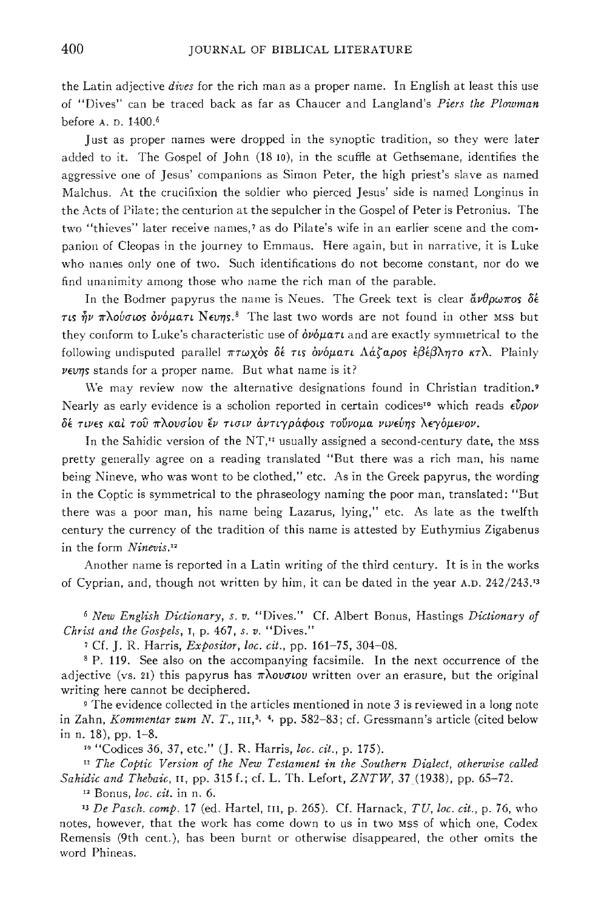the Latin adjective *dives* for the rich man as a proper name. In English at least this use of "Dives" can be traced back as far as Chaucer and Langland's *Piers the Plowman* before A. D. 1400.[6]

Just as proper names were dropped in the synoptic tradition, so they were later added to it. The Gospel of John (18 10), in the scuffle at Gethsemane, identifies the aggressive one of Jesus' companions as Simon Peter, the high priest's slave as named Malchus. At the crucifixion the soldier who pierced Jesus' side is named Longinus in the Acts of Pilate; the centurion at the sepulcher in the Gospel of Peter is Petronius. The two "thieves" later receive names,[7] as do Pilate's wife in an earlier scene and the companion of Cleopas in the journey to Emmaus. Here again, but in narrative, it is Luke who names only one of two. Such identifications do not become constant, nor do we find unanimity among those who name the rich man of the parable.

In the Bodmer papyrus the name is Neues. The Greek text is clear ἄνθρωπος δέ τις ἦν πλούσιος ὀνόματι Νευης.[8] The last two words are not found in other MSS but they conform to Luke's characteristic use of ὀνόματι and are exactly symmetrical to the following undisputed parallel πτωχὸς δέ τις ὀνόματι Λάζαρος ἐβέβλητο κτλ. Plainly νευης stands for a proper name. But what name is it?

We may review now the alternative designations found in Christian tradition.[9] Nearly as early evidence is a scholion reported in certain codices[10] which reads εὗρον δέ τινες καὶ τοῦ πλουσίου ἔν τισιν ἀντιγράφοις τοὔνομα νινεύης λεγόμενον.

In the Sahidic version of the NT,[11] usually assigned a second-century date, the MSS pretty generally agree on a reading translated "But there was a rich man, his name being Nineve, who was wont to be clothed," etc. As in the Greek papyrus, the wording in the Coptic is symmetrical to the phraseology naming the poor man, translated: "But there was a poor man, his name being Lazarus, lying," etc. As late as the twelfth century the currency of the tradition of this name is attested by Euthymius Zigabenus in the form *Ninevis*.[12]

Another name is reported in a Latin writing of the third century. It is in the works of Cyprian, and, though not written by him, it can be dated in the year A.D. 242/243.[13]

[6] *New English Dictionary, s. v.* "Dives." Cf. Albert Bonus, Hastings *Dictionary of Christ and the Gospels*, I, p. 467, *s. v.* "Dives."

[7] Cf. J. R. Harris, *Expositor, loc. cit.*, pp. 161–75, 304–08.

[8] P. 119. See also on the accompanying facsimile. In the next occurrence of the adjective (vs. 21) this papyrus has πλουσιου written over an erasure, but the original writing here cannot be deciphered.

[9] The evidence collected in the articles mentioned in note 3 is reviewed in a long note in Zahn, *Kommentar zum N. T.*, III,[3, 4], pp. 582–83; cf. Gressmann's article (cited below in n. 18), pp. 1–8.

[10] "Codices 36, 37, etc." (J. R. Harris, *loc. cit.*, p. 175).

[11] *The Coptic Version of the New Testament in the Southern Dialect, otherwise called Sahidic and Thebaic*, II, pp. 315 f.; cf. L. Th. Lefort, *ZNTW*, 37 (1938), pp. 65–72.

[12] Bonus, *loc. cit.* in n. 6.

[13] *De Pasch. comp.* 17 (ed. Hartel, III, p. 265). Cf. Harnack, *TU, loc. cit.*, p. 76, who notes, however, that the work has come down to us in two MSS of which one, Codex Remensis (9th cent.), has been burnt or otherwise disappeared, the other omits the word Phineas.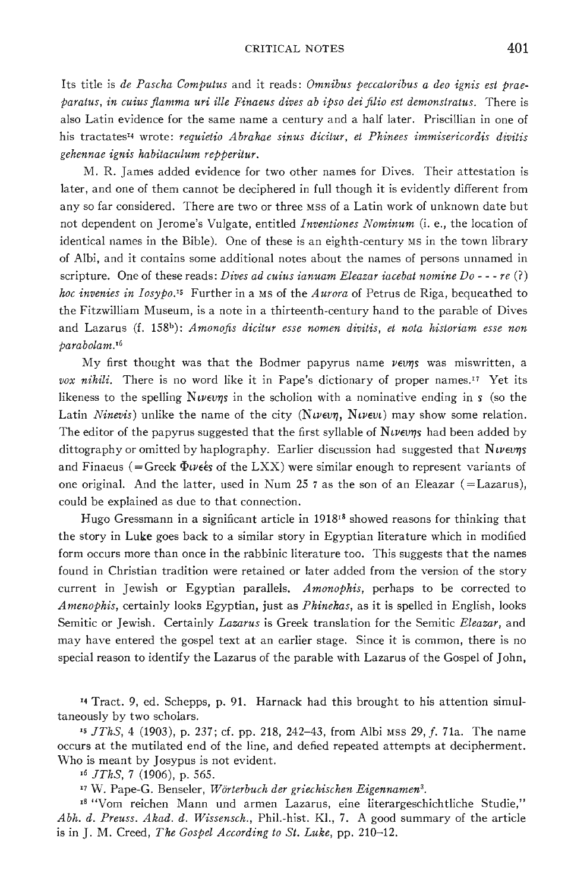Its title is *de Pascha Computus* and it reads: *Omnibus peccatoribus a deo ignis est praeparatus, in cuius flamma uri ille Finaeus dives ab ipso dei filio est demonstratus.* There is also Latin evidence for the same name a century and a half later. Priscillian in one of his tractates[14] wrote: *requietio Abrahae sinus dicitur, et Phinees immisericordis divitis gehennae ignis habitaculum repperitur.*

M. R. James added evidence for two other names for Dives. Their attestation is later, and one of them cannot be deciphered in full though it is evidently different from any so far considered. There are two or three MSS of a Latin work of unknown date but not dependent on Jerome's Vulgate, entitled *Inventiones Nominum* (i. e., the location of identical names in the Bible). One of these is an eighth-century MS in the town library of Albi, and it contains some additional notes about the names of persons unnamed in scripture. One of these reads: *Dives ad cuius ianuam Eleazar iacebat nomine Do - - - re* (?) *hoc invenies in Iosypo.*[15] Further in a MS of the *Aurora* of Petrus de Riga, bequeathed to the Fitzwilliam Museum, is a note in a thirteenth-century hand to the parable of Dives and Lazarus (f. 158b): *Amonofis dicitur esse nomen divitis, et nota historiam esse non parabolam.*[16]

My first thought was that the Bodmer papyrus name νευης was miswritten, a *vox nihili*. There is no word like it in Pape's dictionary of proper names.[17] Yet its likeness to the spelling Νινευης in the scholion with a nominative ending in ς (so the Latin *Ninevis*) unlike the name of the city (Νινευη, Νινευι) may show some relation. The editor of the papyrus suggested that the first syllable of Νινευης had been added by dittography or omitted by haplography. Earlier discussion had suggested that Νινευης and Finaeus (=Greek Φινεές of the LXX) were similar enough to represent variants of one original. And the latter, used in Num 25 7 as the son of an Eleazar (=Lazarus), could be explained as due to that connection.

Hugo Gressmann in a significant article in 1918[18] showed reasons for thinking that the story in Luke goes back to a similar story in Egyptian literature which in modified form occurs more than once in the rabbinic literature too. This suggests that the names found in Christian tradition were retained or later added from the version of the story current in Jewish or Egyptian parallels. *Amonophis*, perhaps to be corrected to *Amenophis*, certainly looks Egyptian, just as *Phinehas*, as it is spelled in English, looks Semitic or Jewish. Certainly *Lazarus* is Greek translation for the Semitic *Eleazar*, and may have entered the gospel text at an earlier stage. Since it is common, there is no special reason to identify the Lazarus of the parable with Lazarus of the Gospel of John,

---

[14] Tract. 9, ed. Schepps, p. 91. Harnack had this brought to his attention simultaneously by two scholars.

[15] *JThS*, 4 (1903), p. 237; cf. pp. 218, 242–43, from Albi MSS 29, *f.* 71a. The name occurs at the mutilated end of the line, and defied repeated attempts at decipherment. Who is meant by Josypus is not evident.

[16] *JThS*, 7 (1906), p. 565.

[17] W. Pape-G. Benseler, *Wörterbuch der griechischen Eigennamen*³.

[18] "Vom reichen Mann und armen Lazarus, eine literargeschichtliche Studie," *Abh. d. Preuss. Akad. d. Wissensch.*, Phil.-hist. Kl., 7. A good summary of the article is in J. M. Creed, *The Gospel According to St. Luke*, pp. 210–12.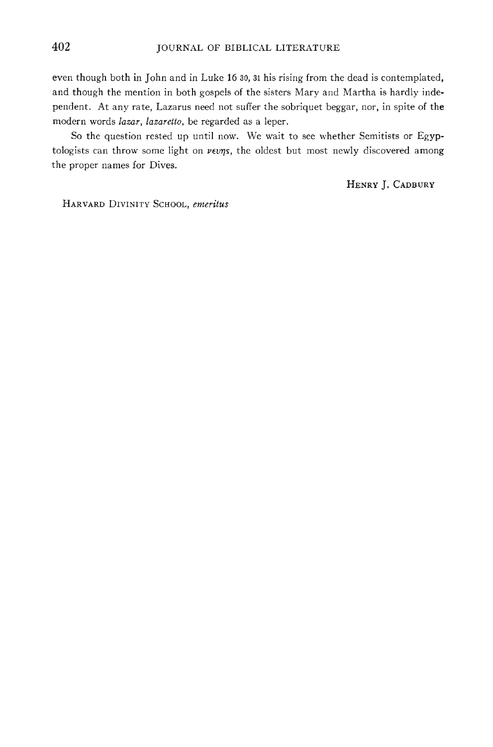even though both in John and in Luke 16 30, 31 his rising from the dead is contemplated, and though the mention in both gospels of the sisters Mary and Martha is hardly independent. At any rate, Lazarus need not suffer the sobriquet beggar, nor, in spite of the modern words *lazar*, *lazaretto*, be regarded as a leper.

So the question rested up until now. We wait to see whether Semitists or Egyptologists can throw some light on *νευης*, the oldest but most newly discovered among the proper names for Dives.

Henry J. Cadbury

Harvard Divinity School, *emeritus*